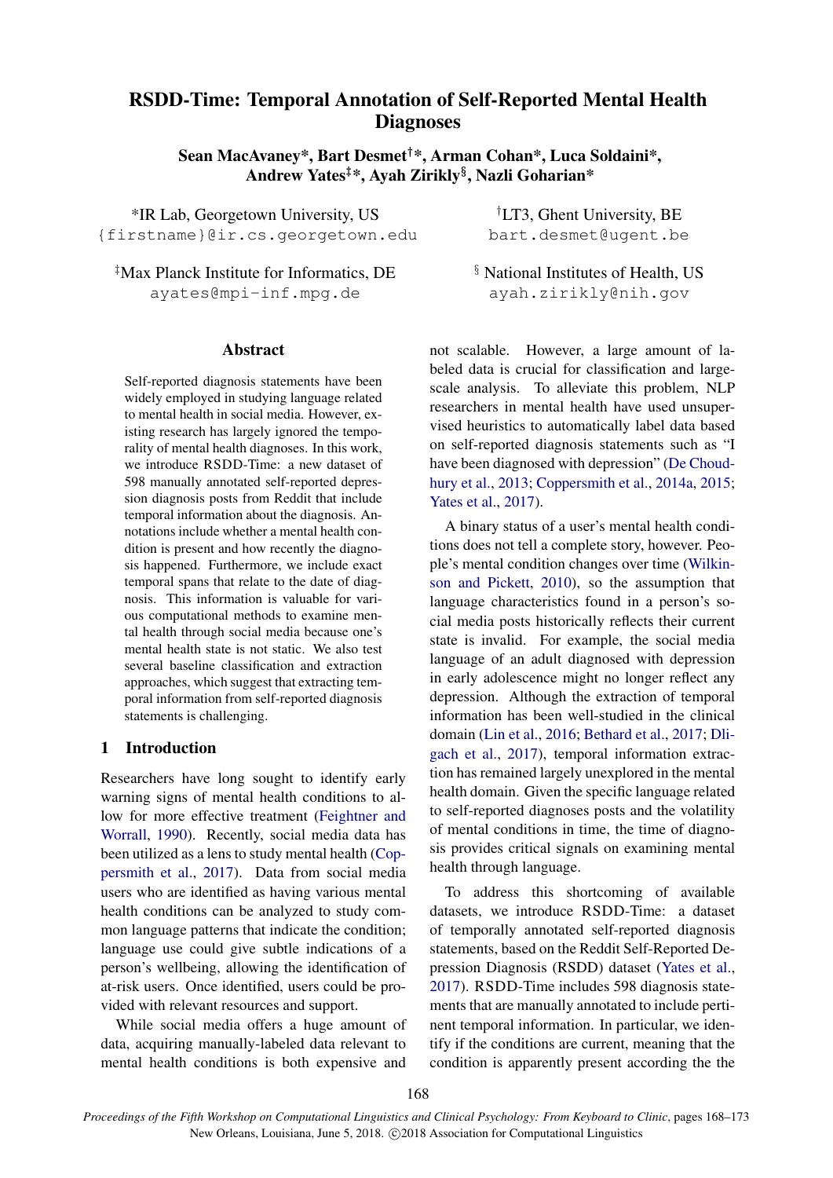# RSDD-Time: Temporal Annotation of Self-Reported Mental Health Diagnoses

**Sean MacAvaney\*, Bart Desmet[†]\*, Arman Cohan\*, Luca Soldaini\*, Andrew Yates[‡]\*, Ayah Zirikly[§], Nazli Goharian\***

\*IR Lab, Georgetown University, US
{firstname}@ir.cs.georgetown.edu

[†]LT3, Ghent University, BE
bart.desmet@ugent.be

[‡]Max Planck Institute for Informatics, DE
ayates@mpi-inf.mpg.de

[§] National Institutes of Health, US
ayah.zirikly@nih.gov

## Abstract

Self-reported diagnosis statements have been widely employed in studying language related to mental health in social media. However, existing research has largely ignored the temporality of mental health diagnoses. In this work, we introduce RSDD-Time: a new dataset of 598 manually annotated self-reported depression diagnosis posts from Reddit that include temporal information about the diagnosis. Annotations include whether a mental health condition is present and how recently the diagnosis happened. Furthermore, we include exact temporal spans that relate to the date of diagnosis. This information is valuable for various computational methods to examine mental health through social media because one's mental health state is not static. We also test several baseline classification and extraction approaches, which suggest that extracting temporal information from self-reported diagnosis statements is challenging.

## 1 Introduction

Researchers have long sought to identify early warning signs of mental health conditions to allow for more effective treatment (Feightner and Worrall, 1990). Recently, social media data has been utilized as a lens to study mental health (Coppersmith et al., 2017). Data from social media users who are identified as having various mental health conditions can be analyzed to study common language patterns that indicate the condition; language use could give subtle indications of a person's wellbeing, allowing the identification of at-risk users. Once identified, users could be provided with relevant resources and support.

While social media offers a huge amount of data, acquiring manually-labeled data relevant to mental health conditions is both expensive and not scalable. However, a large amount of labeled data is crucial for classification and large-scale analysis. To alleviate this problem, NLP researchers in mental health have used unsupervised heuristics to automatically label data based on self-reported diagnosis statements such as "I have been diagnosed with depression" (De Choudhury et al., 2013; Coppersmith et al., 2014a, 2015; Yates et al., 2017).

A binary status of a user's mental health conditions does not tell a complete story, however. People's mental condition changes over time (Wilkinson and Pickett, 2010), so the assumption that language characteristics found in a person's social media posts historically reflects their current state is invalid. For example, the social media language of an adult diagnosed with depression in early adolescence might no longer reflect any depression. Although the extraction of temporal information has been well-studied in the clinical domain (Lin et al., 2016; Bethard et al., 2017; Dligach et al., 2017), temporal information extraction has remained largely unexplored in the mental health domain. Given the specific language related to self-reported diagnoses posts and the volatility of mental conditions in time, the time of diagnosis provides critical signals on examining mental health through language.

To address this shortcoming of available datasets, we introduce RSDD-Time: a dataset of temporally annotated self-reported diagnosis statements, based on the Reddit Self-Reported Depression Diagnosis (RSDD) dataset (Yates et al., 2017). RSDD-Time includes 598 diagnosis statements that are manually annotated to include pertinent temporal information. In particular, we identify if the conditions are current, meaning that the condition is apparently present according the the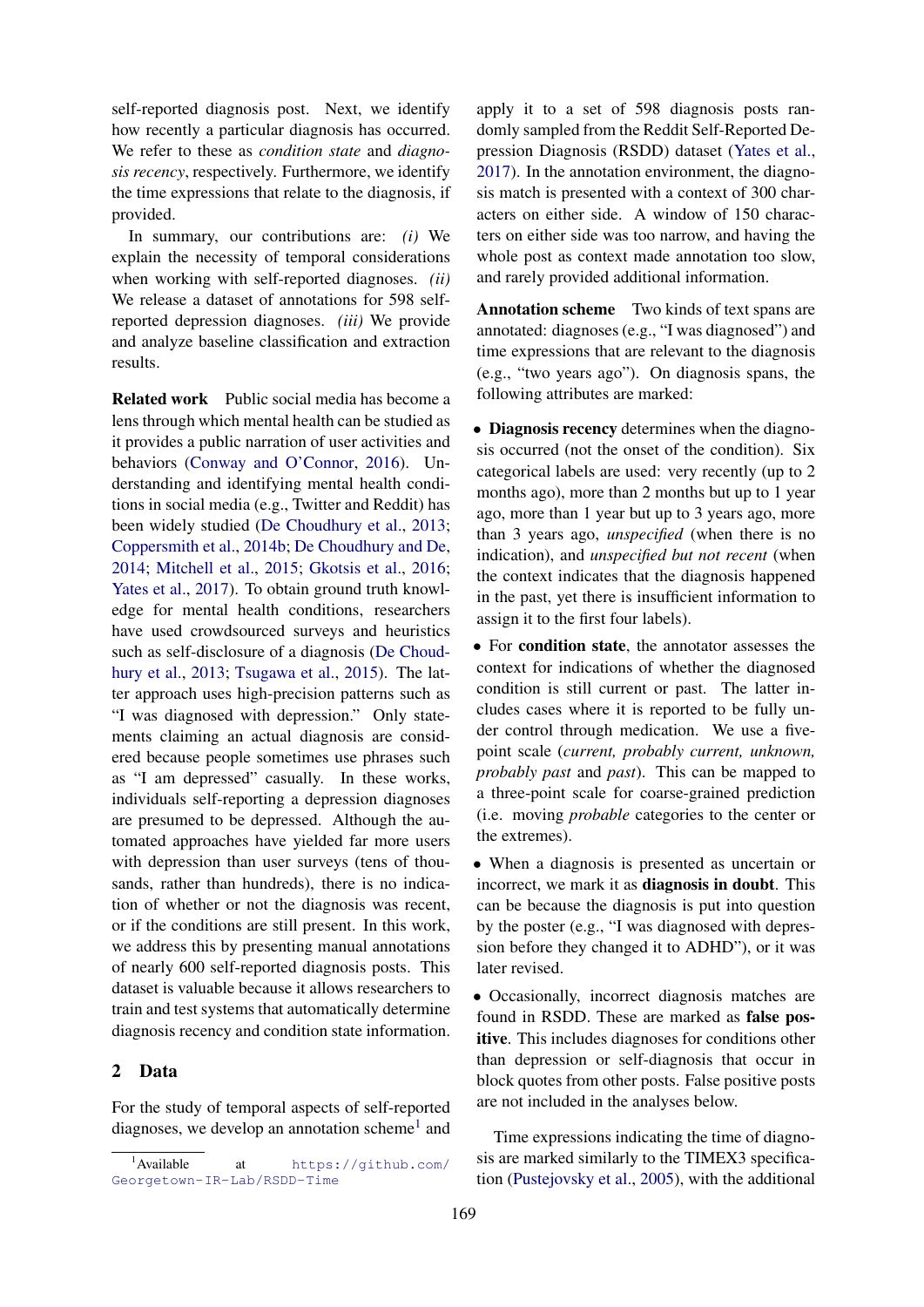self-reported diagnosis post. Next, we identify how recently a particular diagnosis has occurred. We refer to these as *condition state* and *diagnosis recency*, respectively. Furthermore, we identify the time expressions that relate to the diagnosis, if provided.

In summary, our contributions are: *(i)* We explain the necessity of temporal considerations when working with self-reported diagnoses. *(ii)* We release a dataset of annotations for 598 self-reported depression diagnoses. *(iii)* We provide and analyze baseline classification and extraction results.

**Related work** Public social media has become a lens through which mental health can be studied as it provides a public narration of user activities and behaviors (Conway and O'Connor, 2016). Understanding and identifying mental health conditions in social media (e.g., Twitter and Reddit) has been widely studied (De Choudhury et al., 2013; Coppersmith et al., 2014b; De Choudhury and De, 2014; Mitchell et al., 2015; Gkotsis et al., 2016; Yates et al., 2017). To obtain ground truth knowledge for mental health conditions, researchers have used crowdsourced surveys and heuristics such as self-disclosure of a diagnosis (De Choudhury et al., 2013; Tsugawa et al., 2015). The latter approach uses high-precision patterns such as "I was diagnosed with depression." Only statements claiming an actual diagnosis are considered because people sometimes use phrases such as "I am depressed" casually. In these works, individuals self-reporting a depression diagnoses are presumed to be depressed. Although the automated approaches have yielded far more users with depression than user surveys (tens of thousands, rather than hundreds), there is no indication of whether or not the diagnosis was recent, or if the conditions are still present. In this work, we address this by presenting manual annotations of nearly 600 self-reported diagnosis posts. This dataset is valuable because it allows researchers to train and test systems that automatically determine diagnosis recency and condition state information.

## 2 Data

For the study of temporal aspects of self-reported diagnoses, we develop an annotation scheme[1] and apply it to a set of 598 diagnosis posts randomly sampled from the Reddit Self-Reported Depression Diagnosis (RSDD) dataset (Yates et al., 2017). In the annotation environment, the diagnosis match is presented with a context of 300 characters on either side. A window of 150 characters on either side was too narrow, and having the whole post as context made annotation too slow, and rarely provided additional information.

**Annotation scheme** Two kinds of text spans are annotated: diagnoses (e.g., "I was diagnosed") and time expressions that are relevant to the diagnosis (e.g., "two years ago"). On diagnosis spans, the following attributes are marked:

- **Diagnosis recency** determines when the diagnosis occurred (not the onset of the condition). Six categorical labels are used: very recently (up to 2 months ago), more than 2 months but up to 1 year ago, more than 1 year but up to 3 years ago, more than 3 years ago, *unspecified* (when there is no indication), and *unspecified but not recent* (when the context indicates that the diagnosis happened in the past, yet there is insufficient information to assign it to the first four labels).

- For **condition state**, the annotator assesses the context for indications of whether the diagnosed condition is still current or past. The latter includes cases where it is reported to be fully under control through medication. We use a five-point scale (*current, probably current, unknown, probably past* and *past*). This can be mapped to a three-point scale for coarse-grained prediction (i.e. moving *probable* categories to the center or the extremes).

- When a diagnosis is presented as uncertain or incorrect, we mark it as **diagnosis in doubt**. This can be because the diagnosis is put into question by the poster (e.g., "I was diagnosed with depression before they changed it to ADHD"), or it was later revised.

- Occasionally, incorrect diagnosis matches are found in RSDD. These are marked as **false positive**. This includes diagnoses for conditions other than depression or self-diagnosis that occur in block quotes from other posts. False positive posts are not included in the analyses below.

Time expressions indicating the time of diagnosis are marked similarly to the TIMEX3 specification (Pustejovsky et al., 2005), with the additional

[1] Available at https://github.com/Georgetown-IR-Lab/RSDD-Time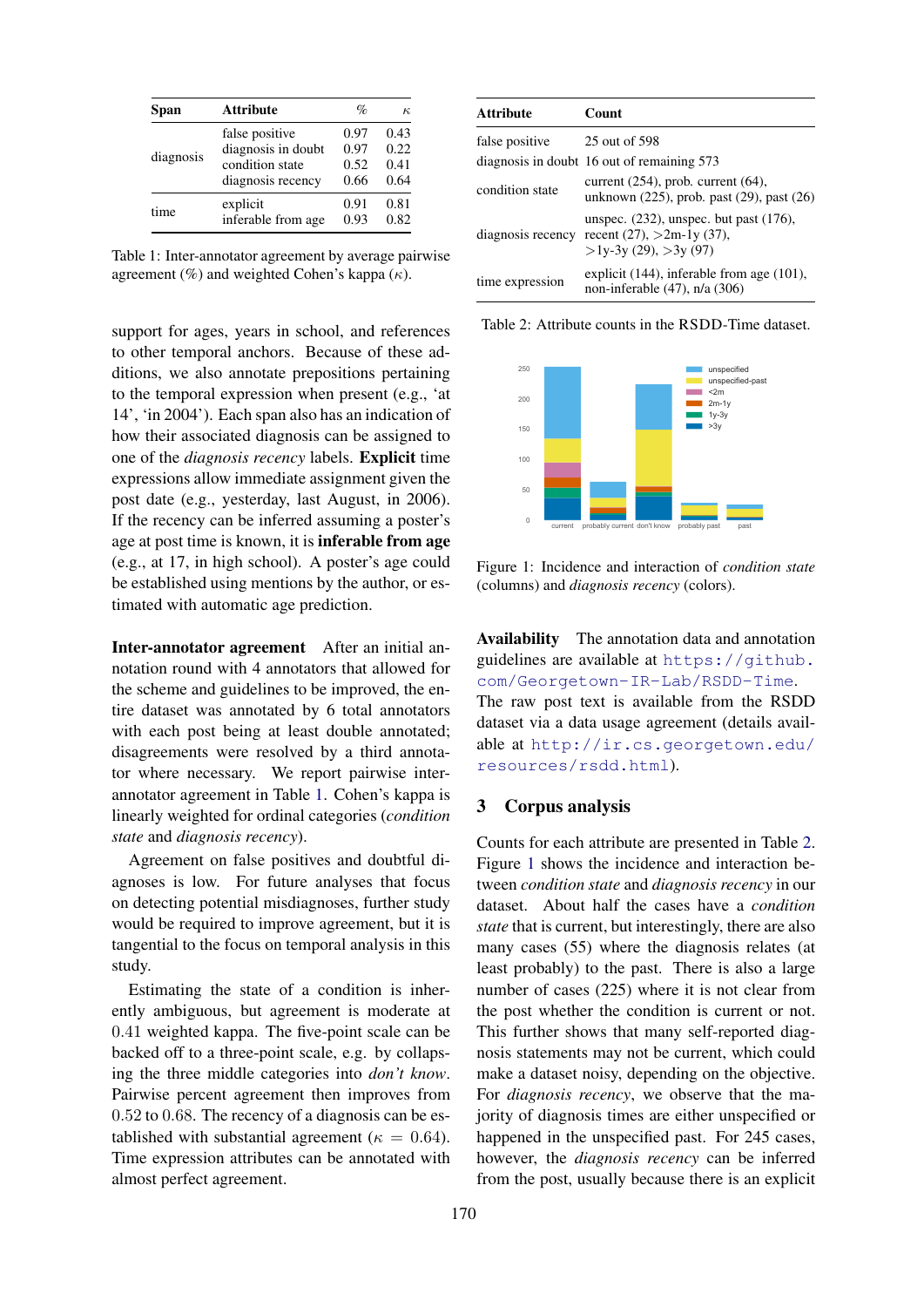| Span | Attribute | % | $\kappa$ |
|---|---|---|---|
| diagnosis | false positive | 0.97 | 0.43 |
| | diagnosis in doubt | 0.97 | 0.22 |
| | condition state | 0.52 | 0.41 |
| | diagnosis recency | 0.66 | 0.64 |
| time | explicit | 0.91 | 0.81 |
| | inferable from age | 0.93 | 0.82 |

Table 1: Inter-annotator agreement by average pairwise agreement (%) and weighted Cohen's kappa ($\kappa$).

support for ages, years in school, and references to other temporal anchors. Because of these additions, we also annotate prepositions pertaining to the temporal expression when present (e.g., 'at 14', 'in 2004'). Each span also has an indication of how their associated diagnosis can be assigned to one of the *diagnosis recency* labels. **Explicit** time expressions allow immediate assignment given the post date (e.g., yesterday, last August, in 2006). If the recency can be inferred assuming a poster's age at post time is known, it is **inferable from age** (e.g., at 17, in high school). A poster's age could be established using mentions by the author, or estimated with automatic age prediction.

**Inter-annotator agreement** After an initial annotation round with 4 annotators that allowed for the scheme and guidelines to be improved, the entire dataset was annotated by 6 total annotators with each post being at least double annotated; disagreements were resolved by a third annotator where necessary. We report pairwise inter-annotator agreement in Table 1. Cohen's kappa is linearly weighted for ordinal categories (*condition state* and *diagnosis recency*).

Agreement on false positives and doubtful diagnoses is low. For future analyses that focus on detecting potential misdiagnoses, further study would be required to improve agreement, but it is tangential to the focus on temporal analysis in this study.

Estimating the state of a condition is inherently ambiguous, but agreement is moderate at 0.41 weighted kappa. The five-point scale can be backed off to a three-point scale, e.g. by collapsing the three middle categories into *don't know*. Pairwise percent agreement then improves from 0.52 to 0.68. The recency of a diagnosis can be established with substantial agreement ($\kappa = 0.64$). Time expression attributes can be annotated with almost perfect agreement.

| Attribute | Count |
|---|---|
| false positive | 25 out of 598 |
| diagnosis in doubt | 16 out of remaining 573 |
| condition state | current (254), prob. current (64), unknown (225), prob. past (29), past (26) |
| diagnosis recency | unspec. (232), unspec. but past (176), recent (27), >2m-1y (37), >1y-3y (29), >3y (97) |
| time expression | explicit (144), inferable from age (101), non-inferable (47), n/a (306) |

Table 2: Attribute counts in the RSDD-Time dataset.

Figure 1: Incidence and interaction of *condition state* (columns) and *diagnosis recency* (colors).

**Availability** The annotation data and annotation guidelines are available at https://github.com/Georgetown-IR-Lab/RSDD-Time. The raw post text is available from the RSDD dataset via a data usage agreement (details available at http://ir.cs.georgetown.edu/resources/rsdd.html).

## 3 Corpus analysis

Counts for each attribute are presented in Table 2. Figure 1 shows the incidence and interaction between *condition state* and *diagnosis recency* in our dataset. About half the cases have a *condition state* that is current, but interestingly, there are also many cases (55) where the diagnosis relates (at least probably) to the past. There is also a large number of cases (225) where it is not clear from the post whether the condition is current or not. This further shows that many self-reported diagnosis statements may not be current, which could make a dataset noisy, depending on the objective. For *diagnosis recency*, we observe that the majority of diagnosis times are either unspecified or happened in the unspecified past. For 245 cases, however, the *diagnosis recency* can be inferred from the post, usually because there is an explicit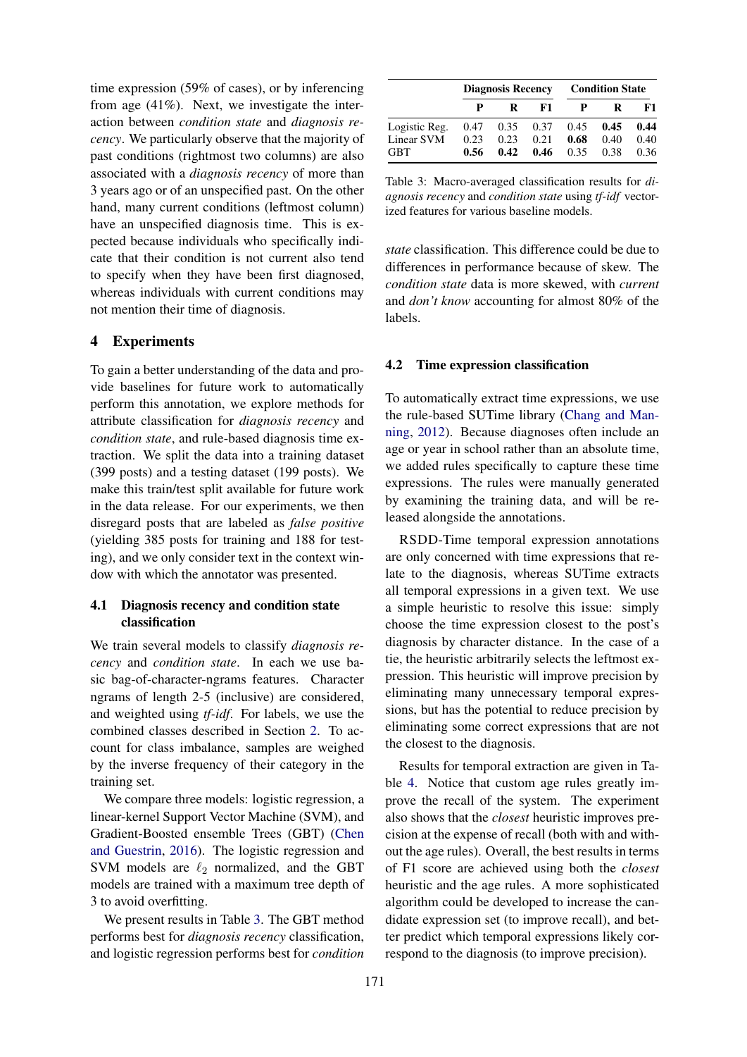time expression (59% of cases), or by inferencing from age (41%). Next, we investigate the interaction between *condition state* and *diagnosis recency*. We particularly observe that the majority of past conditions (rightmost two columns) are also associated with a *diagnosis recency* of more than 3 years ago or of an unspecified past. On the other hand, many current conditions (leftmost column) have an unspecified diagnosis time. This is expected because individuals who specifically indicate that their condition is not current also tend to specify when they have been first diagnosed, whereas individuals with current conditions may not mention their time of diagnosis.

## 4 Experiments

To gain a better understanding of the data and provide baselines for future work to automatically perform this annotation, we explore methods for attribute classification for *diagnosis recency* and *condition state*, and rule-based diagnosis time extraction. We split the data into a training dataset (399 posts) and a testing dataset (199 posts). We make this train/test split available for future work in the data release. For our experiments, we then disregard posts that are labeled as *false positive* (yielding 385 posts for training and 188 for testing), and we only consider text in the context window with which the annotator was presented.

### 4.1 Diagnosis recency and condition state classification

We train several models to classify *diagnosis recency* and *condition state*. In each we use basic bag-of-character-ngrams features. Character ngrams of length 2-5 (inclusive) are considered, and weighted using *tf-idf*. For labels, we use the combined classes described in Section 2. To account for class imbalance, samples are weighed by the inverse frequency of their category in the training set.

We compare three models: logistic regression, a linear-kernel Support Vector Machine (SVM), and Gradient-Boosted ensemble Trees (GBT) (Chen and Guestrin, 2016). The logistic regression and SVM models are $\ell_2$ normalized, and the GBT models are trained with a maximum tree depth of 3 to avoid overfitting.

We present results in Table 3. The GBT method performs best for *diagnosis recency* classification, and logistic regression performs best for *condition state* classification. This difference could be due to differences in performance because of skew. The *condition state* data is more skewed, with *current* and *don't know* accounting for almost 80% of the labels.

| | Diagnosis Recency | | | Condition State | | |
|---|---|---|---|---|---|---|
| | P | R | F1 | P | R | F1 |
| Logistic Reg. | 0.47 | 0.35 | 0.37 | 0.45 | **0.45** | **0.44** |
| Linear SVM | 0.23 | 0.23 | 0.21 | **0.68** | 0.40 | 0.40 |
| GBT | **0.56** | **0.42** | **0.46** | 0.35 | 0.38 | 0.36 |

Table 3: Macro-averaged classification results for *diagnosis recency* and *condition state* using *tf-idf* vectorized features for various baseline models.

### 4.2 Time expression classification

To automatically extract time expressions, we use the rule-based SUTime library (Chang and Manning, 2012). Because diagnoses often include an age or year in school rather than an absolute time, we added rules specifically to capture these time expressions. The rules were manually generated by examining the training data, and will be released alongside the annotations.

RSDD-Time temporal expression annotations are only concerned with time expressions that relate to the diagnosis, whereas SUTime extracts all temporal expressions in a given text. We use a simple heuristic to resolve this issue: simply choose the time expression closest to the post's diagnosis by character distance. In the case of a tie, the heuristic arbitrarily selects the leftmost expression. This heuristic will improve precision by eliminating many unnecessary temporal expressions, but has the potential to reduce precision by eliminating some correct expressions that are not the closest to the diagnosis.

Results for temporal extraction are given in Table 4. Notice that custom age rules greatly improve the recall of the system. The experiment also shows that the *closest* heuristic improves precision at the expense of recall (both with and without the age rules). Overall, the best results in terms of F1 score are achieved using both the *closest* heuristic and the age rules. A more sophisticated algorithm could be developed to increase the candidate expression set (to improve recall), and better predict which temporal expressions likely correspond to the diagnosis (to improve precision).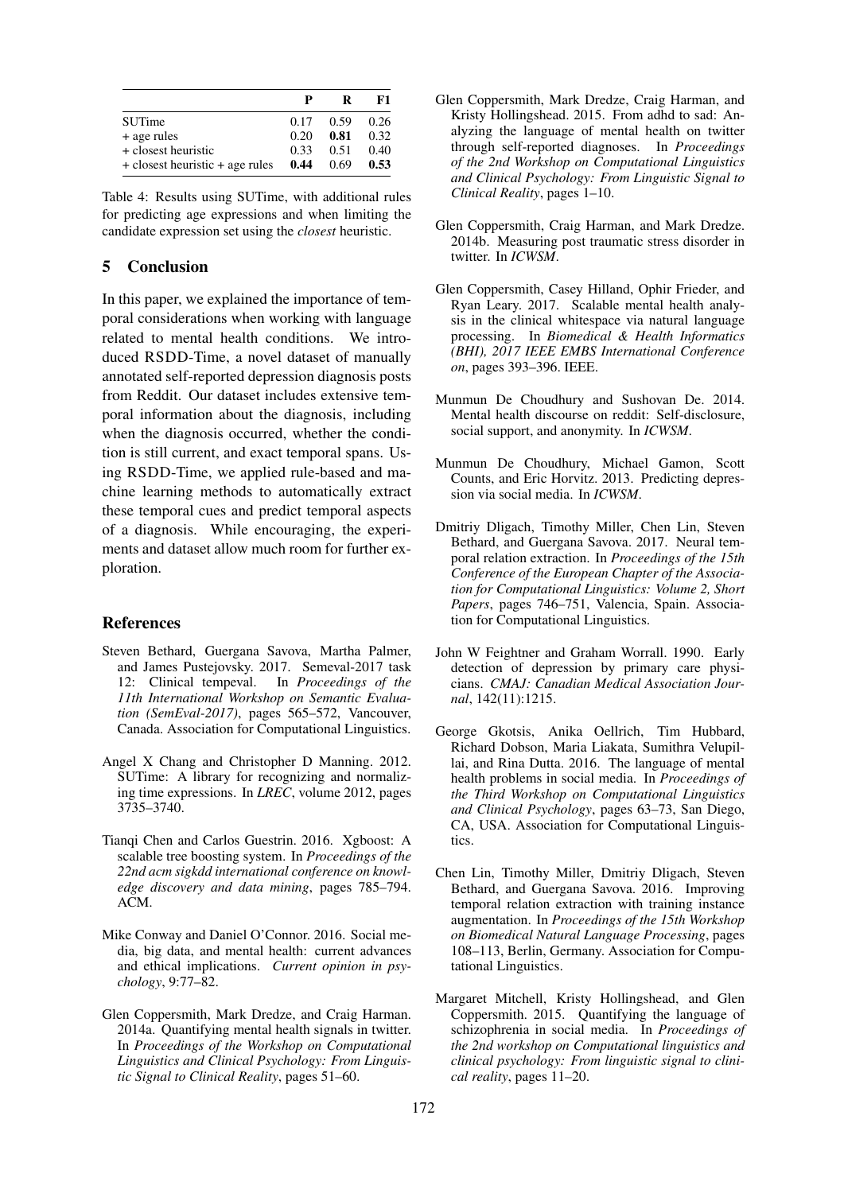| | P | R | F1 |
|---|---|---|---|
| SUTime | 0.17 | 0.59 | 0.26 |
| + age rules | 0.20 | **0.81** | 0.32 |
| + closest heuristic | 0.33 | 0.51 | 0.40 |
| + closest heuristic + age rules | **0.44** | 0.69 | **0.53** |

Table 4: Results using SUTime, with additional rules for predicting age expressions and when limiting the candidate expression set using the *closest* heuristic.

## 5 Conclusion

In this paper, we explained the importance of temporal considerations when working with language related to mental health conditions. We introduced RSDD-Time, a novel dataset of manually annotated self-reported depression diagnosis posts from Reddit. Our dataset includes extensive temporal information about the diagnosis, including when the diagnosis occurred, whether the condition is still current, and exact temporal spans. Using RSDD-Time, we applied rule-based and machine learning methods to automatically extract these temporal cues and predict temporal aspects of a diagnosis. While encouraging, the experiments and dataset allow much room for further exploration.

## References

Steven Bethard, Guergana Savova, Martha Palmer, and James Pustejovsky. 2017. Semeval-2017 task 12: Clinical tempeval. In *Proceedings of the 11th International Workshop on Semantic Evaluation (SemEval-2017)*, pages 565–572, Vancouver, Canada. Association for Computational Linguistics.

Angel X Chang and Christopher D Manning. 2012. SUTime: A library for recognizing and normalizing time expressions. In *LREC*, volume 2012, pages 3735–3740.

Tianqi Chen and Carlos Guestrin. 2016. Xgboost: A scalable tree boosting system. In *Proceedings of the 22nd acm sigkdd international conference on knowledge discovery and data mining*, pages 785–794. ACM.

Mike Conway and Daniel O'Connor. 2016. Social media, big data, and mental health: current advances and ethical implications. *Current opinion in psychology*, 9:77–82.

Glen Coppersmith, Mark Dredze, and Craig Harman. 2014a. Quantifying mental health signals in twitter. In *Proceedings of the Workshop on Computational Linguistics and Clinical Psychology: From Linguistic Signal to Clinical Reality*, pages 51–60.

Glen Coppersmith, Mark Dredze, Craig Harman, and Kristy Hollingshead. 2015. From adhd to sad: Analyzing the language of mental health on twitter through self-reported diagnoses. In *Proceedings of the 2nd Workshop on Computational Linguistics and Clinical Psychology: From Linguistic Signal to Clinical Reality*, pages 1–10.

Glen Coppersmith, Craig Harman, and Mark Dredze. 2014b. Measuring post traumatic stress disorder in twitter. In *ICWSM*.

Glen Coppersmith, Casey Hilland, Ophir Frieder, and Ryan Leary. 2017. Scalable mental health analysis in the clinical whitespace via natural language processing. In *Biomedical & Health Informatics (BHI), 2017 IEEE EMBS International Conference on*, pages 393–396. IEEE.

Munmun De Choudhury and Sushovan De. 2014. Mental health discourse on reddit: Self-disclosure, social support, and anonymity. In *ICWSM*.

Munmun De Choudhury, Michael Gamon, Scott Counts, and Eric Horvitz. 2013. Predicting depression via social media. In *ICWSM*.

Dmitriy Dligach, Timothy Miller, Chen Lin, Steven Bethard, and Guergana Savova. 2017. Neural temporal relation extraction. In *Proceedings of the 15th Conference of the European Chapter of the Association for Computational Linguistics: Volume 2, Short Papers*, pages 746–751, Valencia, Spain. Association for Computational Linguistics.

John W Feightner and Graham Worrall. 1990. Early detection of depression by primary care physicians. *CMAJ: Canadian Medical Association Journal*, 142(11):1215.

George Gkotsis, Anika Oellrich, Tim Hubbard, Richard Dobson, Maria Liakata, Sumithra Velupillai, and Rina Dutta. 2016. The language of mental health problems in social media. In *Proceedings of the Third Workshop on Computational Linguistics and Clinical Psychology*, pages 63–73, San Diego, CA, USA. Association for Computational Linguistics.

Chen Lin, Timothy Miller, Dmitriy Dligach, Steven Bethard, and Guergana Savova. 2016. Improving temporal relation extraction with training instance augmentation. In *Proceedings of the 15th Workshop on Biomedical Natural Language Processing*, pages 108–113, Berlin, Germany. Association for Computational Linguistics.

Margaret Mitchell, Kristy Hollingshead, and Glen Coppersmith. 2015. Quantifying the language of schizophrenia in social media. In *Proceedings of the 2nd workshop on Computational linguistics and clinical psychology: From linguistic signal to clinical reality*, pages 11–20.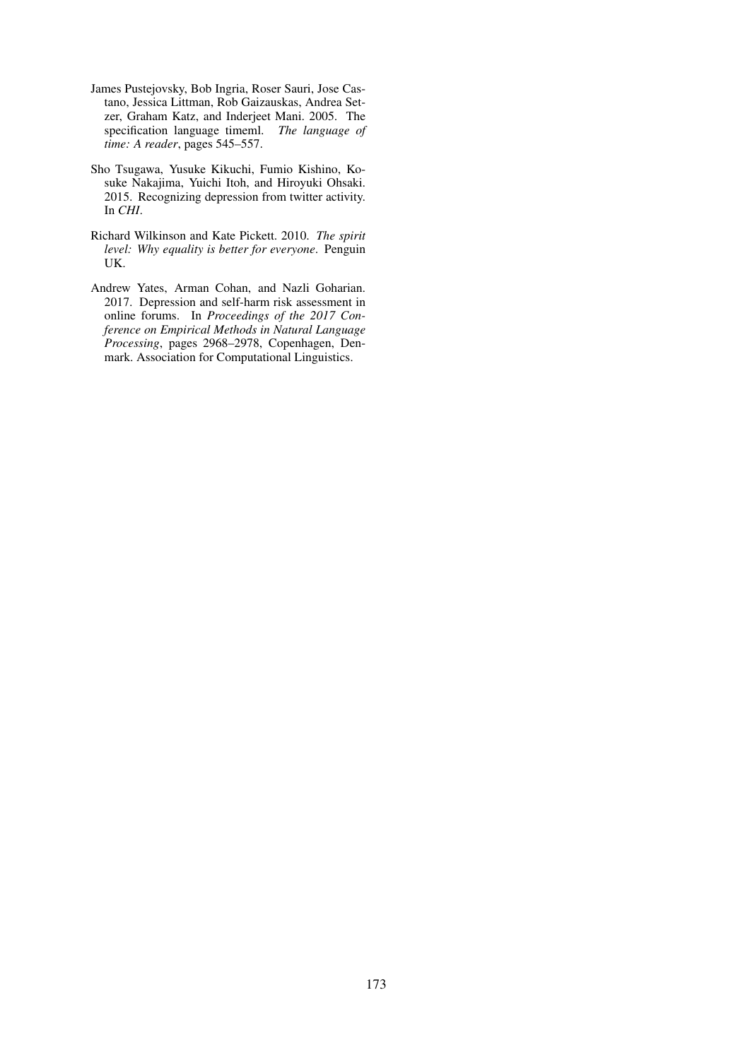James Pustejovsky, Bob Ingria, Roser Sauri, Jose Castano, Jessica Littman, Rob Gaizauskas, Andrea Setzer, Graham Katz, and Inderjeet Mani. 2005. The specification language timeml. *The language of time: A reader*, pages 545–557.

Sho Tsugawa, Yusuke Kikuchi, Fumio Kishino, Kosuke Nakajima, Yuichi Itoh, and Hiroyuki Ohsaki. 2015. Recognizing depression from twitter activity. In *CHI*.

Richard Wilkinson and Kate Pickett. 2010. *The spirit level: Why equality is better for everyone*. Penguin UK.

Andrew Yates, Arman Cohan, and Nazli Goharian. 2017. Depression and self-harm risk assessment in online forums. In *Proceedings of the 2017 Conference on Empirical Methods in Natural Language Processing*, pages 2968–2978, Copenhagen, Denmark. Association for Computational Linguistics.